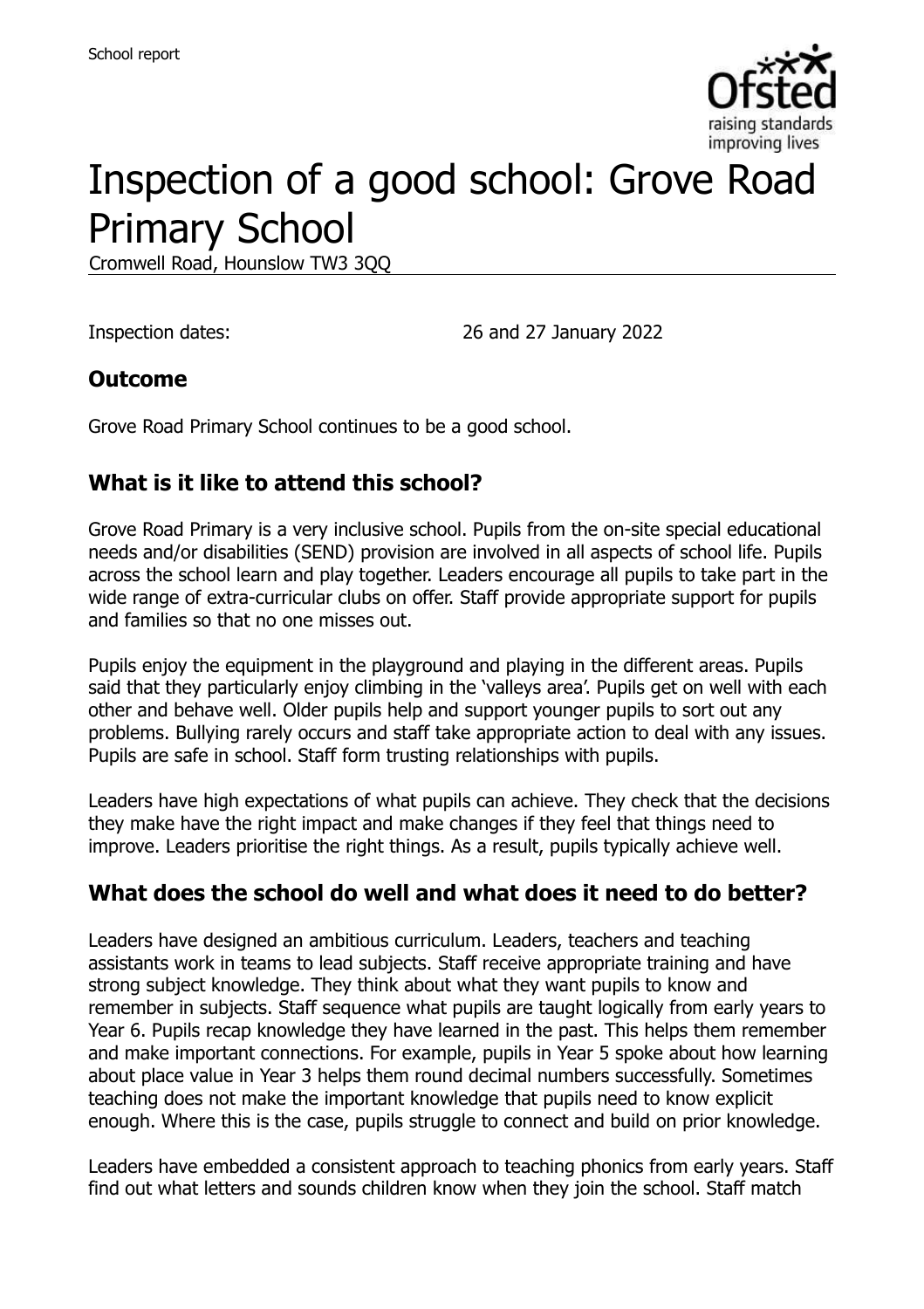# Inspection of a good school: Grove Road Primary School

Cromwell Road, Hounslow TW3 3QQ

Inspection dates: 26 and 27 January 2022

## Outcome

Grove Road Primary School continues to be a good school.

## What is it like to attend this school?

Grove Road Primary is a very inclusive school. Pupils from the on-site special educational needs and/or disabilities (SEND) provision are involved in all aspects of school life. Pupils across the school learn and play together. Leaders encourage all pupils to take part in the wide range of extra-curricular clubs on offer. Staff provide appropriate support for pupils and families so that no one misses out.

Pupils enjoy the equipment in the playground and playing in the different areas. Pupils said that they particularly enjoy climbing in the 'valleys area'. Pupils get on well with each other and behave well. Older pupils help and support younger pupils to sort out any problems. Bullying rarely occurs and staff take appropriate action to deal with any issues. Pupils are safe in school. Staff form trusting relationships with pupils.

Leaders have high expectations of what pupils can achieve. They check that the decisions they make have the right impact and make changes if they feel that things need to improve. Leaders prioritise the right things. As a result, pupils typically achieve well.

## What does the school do well and what does it need to do better?

Leaders have designed an ambitious curriculum. Leaders, teachers and teaching assistants work in teams to lead subjects. Staff receive appropriate training and have strong subject knowledge. They think about what they want pupils to know and remember in subjects. Staff sequence what pupils are taught logically from early years to Year 6. Pupils recap knowledge they have learned in the past. This helps them remember and make important connections. For example, pupils in Year 5 spoke about how learning about place value in Year 3 helps them round decimal numbers successfully. Sometimes teaching does not make the important knowledge that pupils need to know explicit enough. Where this is the case, pupils struggle to connect and build on prior knowledge.

Leaders have embedded a consistent approach to teaching phonics from early years. Staff find out what letters and sounds children know when they join the school. Staff match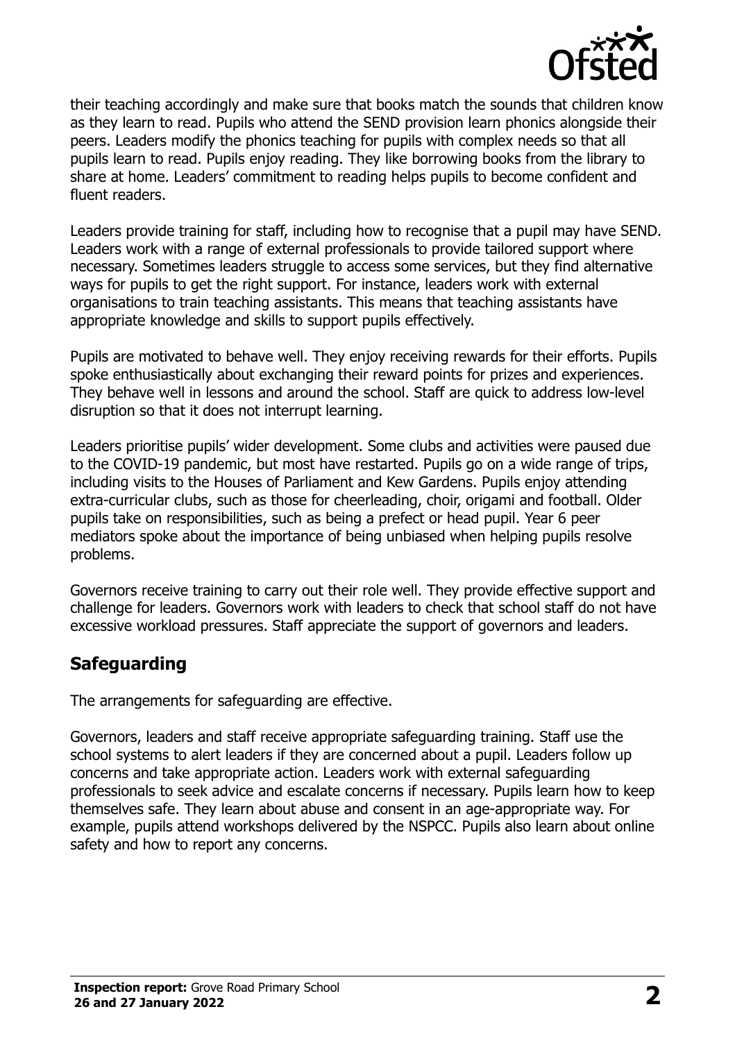their teaching accordingly and make sure that books match the sounds that children know as they learn to read. Pupils who attend the SEND provision learn phonics alongside their peers. Leaders modify the phonics teaching for pupils with complex needs so that all pupils learn to read. Pupils enjoy reading. They like borrowing books from the library to share at home. Leaders' commitment to reading helps pupils to become confident and fluent readers.

Leaders provide training for staff, including how to recognise that a pupil may have SEND. Leaders work with a range of external professionals to provide tailored support where necessary. Sometimes leaders struggle to access some services, but they find alternative ways for pupils to get the right support. For instance, leaders work with external organisations to train teaching assistants. This means that teaching assistants have appropriate knowledge and skills to support pupils effectively.

Pupils are motivated to behave well. They enjoy receiving rewards for their efforts. Pupils spoke enthusiastically about exchanging their reward points for prizes and experiences. They behave well in lessons and around the school. Staff are quick to address low-level disruption so that it does not interrupt learning.

Leaders prioritise pupils' wider development. Some clubs and activities were paused due to the COVID-19 pandemic, but most have restarted. Pupils go on a wide range of trips, including visits to the Houses of Parliament and Kew Gardens. Pupils enjoy attending extra-curricular clubs, such as those for cheerleading, choir, origami and football. Older pupils take on responsibilities, such as being a prefect or head pupil. Year 6 peer mediators spoke about the importance of being unbiased when helping pupils resolve problems.

Governors receive training to carry out their role well. They provide effective support and challenge for leaders. Governors work with leaders to check that school staff do not have excessive workload pressures. Staff appreciate the support of governors and leaders.

## Safeguarding

The arrangements for safeguarding are effective.

Governors, leaders and staff receive appropriate safeguarding training. Staff use the school systems to alert leaders if they are concerned about a pupil. Leaders follow up concerns and take appropriate action. Leaders work with external safeguarding professionals to seek advice and escalate concerns if necessary. Pupils learn how to keep themselves safe. They learn about abuse and consent in an age-appropriate way. For example, pupils attend workshops delivered by the NSPCC. Pupils also learn about online safety and how to report any concerns.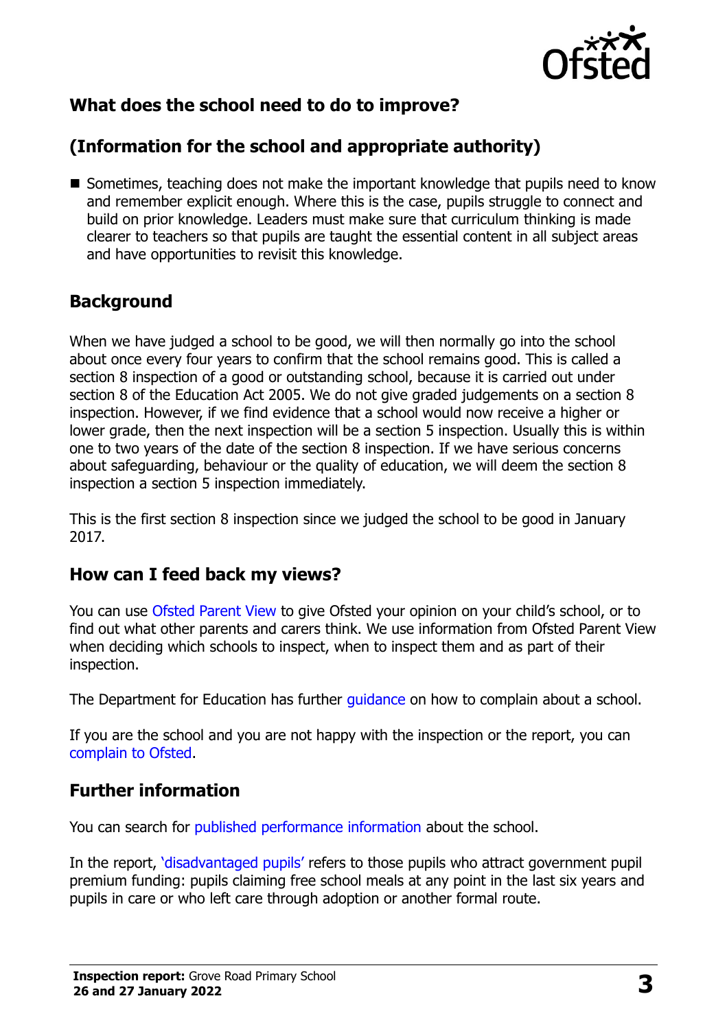## What does the school need to do to improve?

## (Information for the school and appropriate authority)

- Sometimes, teaching does not make the important knowledge that pupils need to know and remember explicit enough. Where this is the case, pupils struggle to connect and build on prior knowledge. Leaders must make sure that curriculum thinking is made clearer to teachers so that pupils are taught the essential content in all subject areas and have opportunities to revisit this knowledge.

## Background

When we have judged a school to be good, we will then normally go into the school about once every four years to confirm that the school remains good. This is called a section 8 inspection of a good or outstanding school, because it is carried out under section 8 of the Education Act 2005. We do not give graded judgements on a section 8 inspection. However, if we find evidence that a school would now receive a higher or lower grade, then the next inspection will be a section 5 inspection. Usually this is within one to two years of the date of the section 8 inspection. If we have serious concerns about safeguarding, behaviour or the quality of education, we will deem the section 8 inspection a section 5 inspection immediately.

This is the first section 8 inspection since we judged the school to be good in January 2017.

## How can I feed back my views?

You can use Ofsted Parent View to give Ofsted your opinion on your child's school, or to find out what other parents and carers think. We use information from Ofsted Parent View when deciding which schools to inspect, when to inspect them and as part of their inspection.

The Department for Education has further guidance on how to complain about a school.

If you are the school and you are not happy with the inspection or the report, you can complain to Ofsted.

## Further information

You can search for published performance information about the school.

In the report, 'disadvantaged pupils' refers to those pupils who attract government pupil premium funding: pupils claiming free school meals at any point in the last six years and pupils in care or who left care through adoption or another formal route.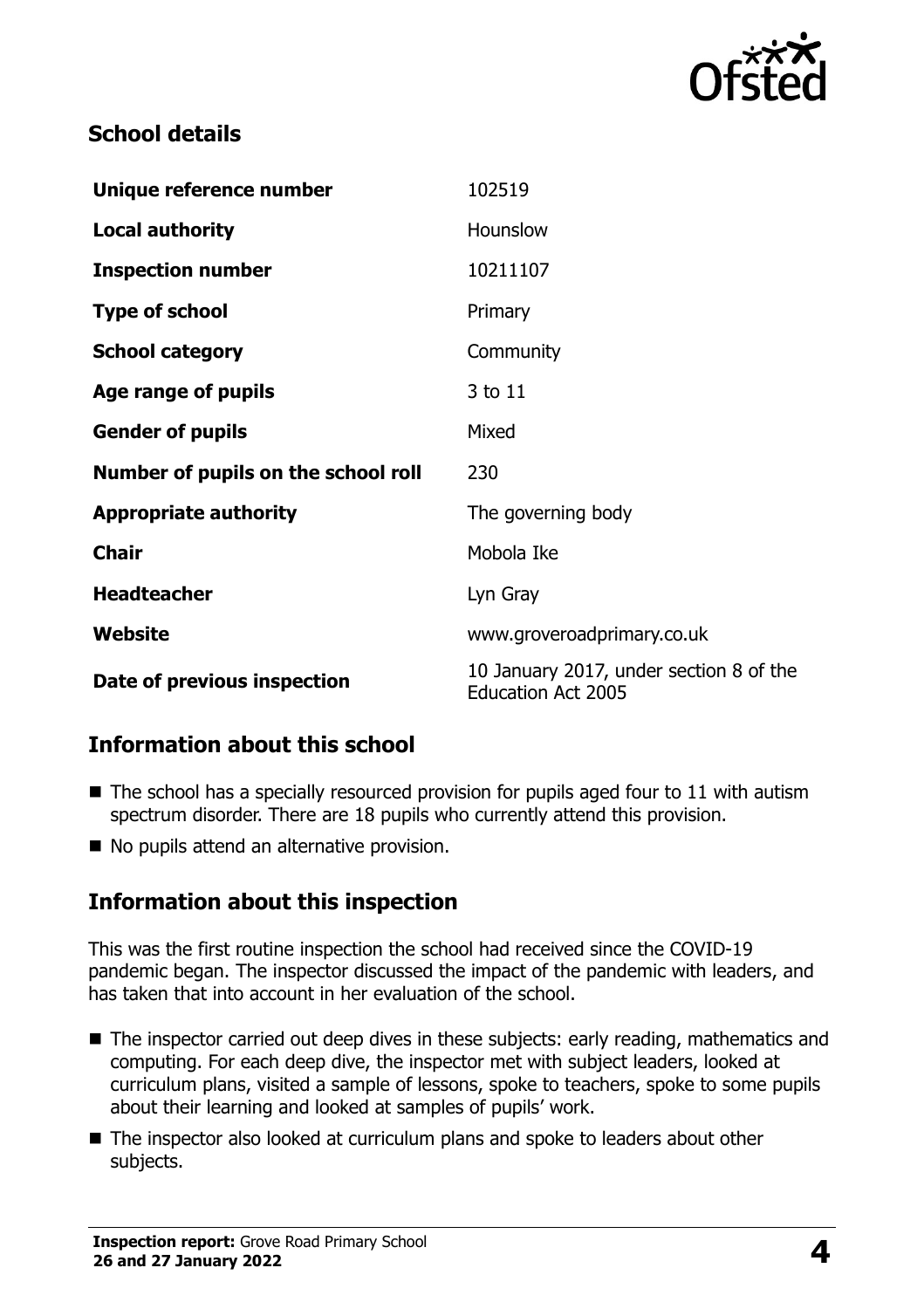## School details

| | |
|---|---|
| **Unique reference number** | 102519 |
| **Local authority** | Hounslow |
| **Inspection number** | 10211107 |
| **Type of school** | Primary |
| **School category** | Community |
| **Age range of pupils** | 3 to 11 |
| **Gender of pupils** | Mixed |
| **Number of pupils on the school roll** | 230 |
| **Appropriate authority** | The governing body |
| **Chair** | Mobola Ike |
| **Headteacher** | Lyn Gray |
| **Website** | www.groveroadprimary.co.uk |
| **Date of previous inspection** | 10 January 2017, under section 8 of the Education Act 2005 |

## Information about this school

- The school has a specially resourced provision for pupils aged four to 11 with autism spectrum disorder. There are 18 pupils who currently attend this provision.
- No pupils attend an alternative provision.

## Information about this inspection

This was the first routine inspection the school had received since the COVID-19 pandemic began. The inspector discussed the impact of the pandemic with leaders, and has taken that into account in her evaluation of the school.

- The inspector carried out deep dives in these subjects: early reading, mathematics and computing. For each deep dive, the inspector met with subject leaders, looked at curriculum plans, visited a sample of lessons, spoke to teachers, spoke to some pupils about their learning and looked at samples of pupils' work.
- The inspector also looked at curriculum plans and spoke to leaders about other subjects.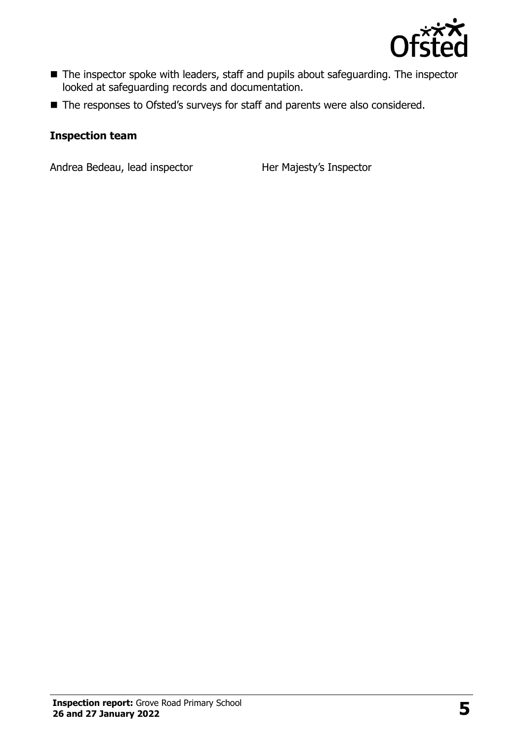- The inspector spoke with leaders, staff and pupils about safeguarding. The inspector looked at safeguarding records and documentation.
- The responses to Ofsted's surveys for staff and parents were also considered.

### Inspection team

| | |
|---|---|
| Andrea Bedeau, lead inspector | Her Majesty's Inspector |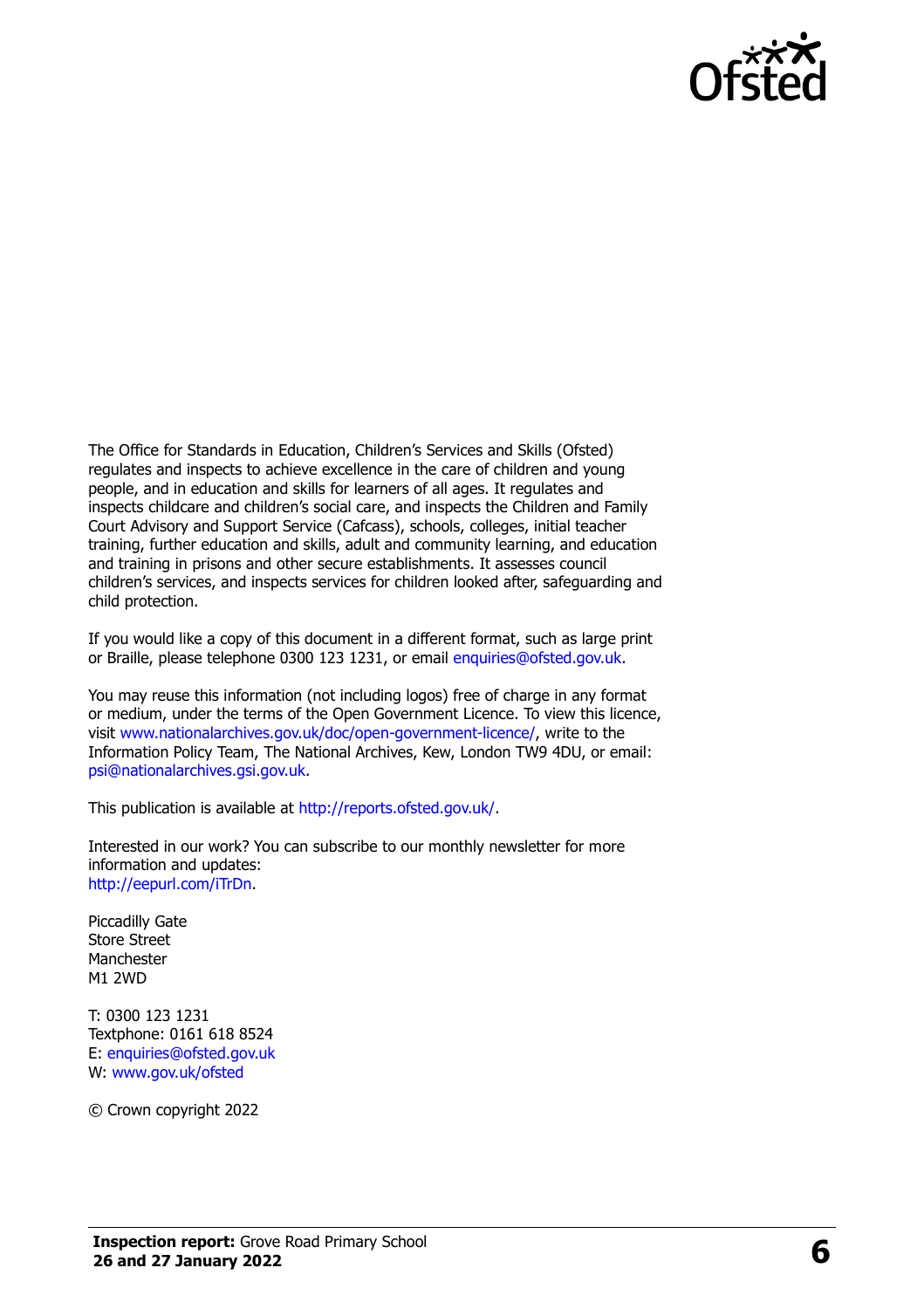The Office for Standards in Education, Children's Services and Skills (Ofsted) regulates and inspects to achieve excellence in the care of children and young people, and in education and skills for learners of all ages. It regulates and inspects childcare and children's social care, and inspects the Children and Family Court Advisory and Support Service (Cafcass), schools, colleges, initial teacher training, further education and skills, adult and community learning, and education and training in prisons and other secure establishments. It assesses council children's services, and inspects services for children looked after, safeguarding and child protection.

If you would like a copy of this document in a different format, such as large print or Braille, please telephone 0300 123 1231, or email enquiries@ofsted.gov.uk.

You may reuse this information (not including logos) free of charge in any format or medium, under the terms of the Open Government Licence. To view this licence, visit www.nationalarchives.gov.uk/doc/open-government-licence/, write to the Information Policy Team, The National Archives, Kew, London TW9 4DU, or email: psi@nationalarchives.gsi.gov.uk.

This publication is available at http://reports.ofsted.gov.uk/.

Interested in our work? You can subscribe to our monthly newsletter for more information and updates:
http://eepurl.com/iTrDn.

Piccadilly Gate
Store Street
Manchester
M1 2WD

T: 0300 123 1231
Textphone: 0161 618 8524
E: enquiries@ofsted.gov.uk
W: www.gov.uk/ofsted

© Crown copyright 2022